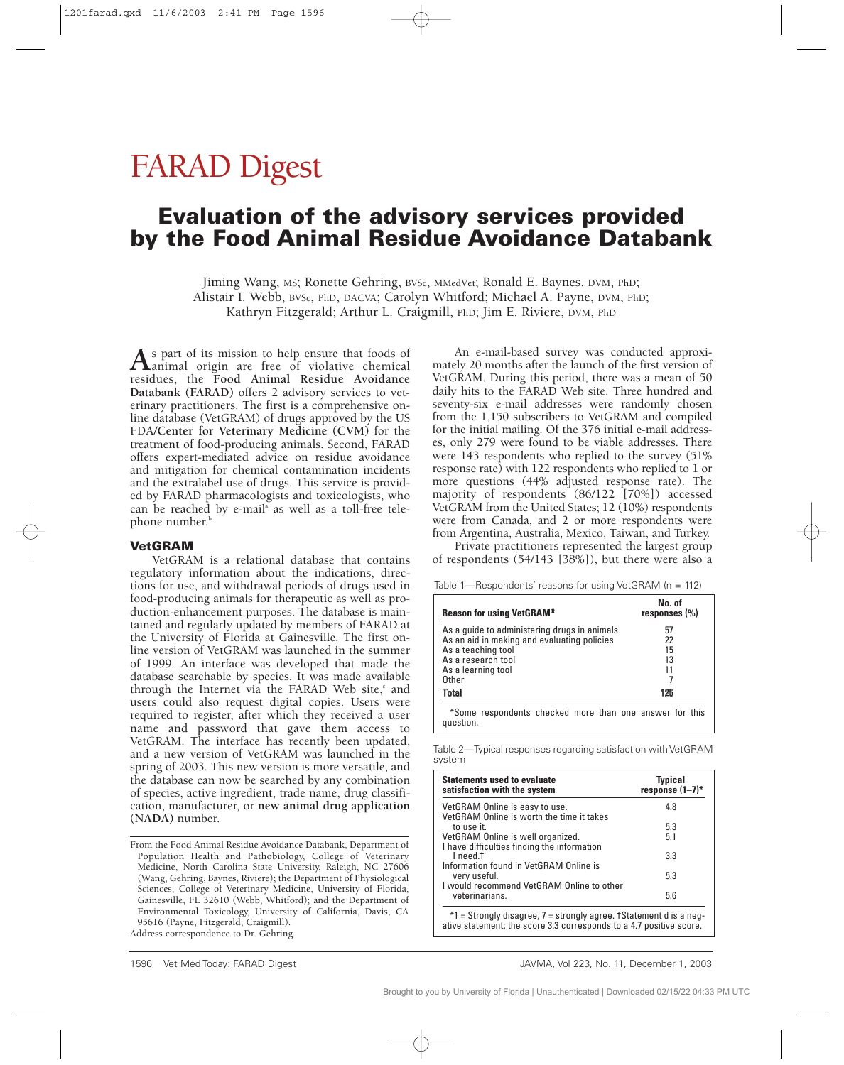# FARAD Digest

## Evaluation of the advisory services provided by the Food Animal Residue Avoidance Databank

Jiming Wang, MS; Ronette Gehring, BVSc, MMedVet; Ronald E. Baynes, DVM, PhD; Alistair I. Webb, BVSc, PhD, DACVA; Carolyn Whitford; Michael A. Payne, DVM, PhD; Kathryn Fitzgerald; Arthur L. Craigmill, PhD; Jim E. Riviere, DVM, PhD

As part of its mission to help ensure that foods of animal origin are free of violative chemical residues, the **Food Animal Residue Avoidance Databank (FARAD)** offers 2 advisory services to veterinary practitioners. The first is a comprehensive online database (VetGRAM) of drugs approved by the US FDA/**Center for Veterinary Medicine (CVM)** for the treatment of food-producing animals. Second, FARAD offers expert-mediated advice on residue avoidance and mitigation for chemical contamination incidents and the extralabel use of drugs. This service is provided by FARAD pharmacologists and toxicologists, who can be reached by e-mail[a] as well as a toll-free telephone number.[b]

### VetGRAM

VetGRAM is a relational database that contains regulatory information about the indications, directions for use, and withdrawal periods of drugs used in food-producing animals for therapeutic as well as production-enhancement purposes. The database is maintained and regularly updated by members of FARAD at the University of Florida at Gainesville. The first online version of VetGRAM was launched in the summer of 1999. An interface was developed that made the database searchable by species. It was made available through the Internet via the FARAD Web site,[c] and users could also request digital copies. Users were required to register, after which they received a user name and password that gave them access to VetGRAM. The interface has recently been updated, and a new version of VetGRAM was launched in the spring of 2003. This new version is more versatile, and the database can now be searched by any combination of species, active ingredient, trade name, drug classification, manufacturer, or **new animal drug application (NADA)** number.

From the Food Animal Residue Avoidance Databank, Department of Population Health and Pathobiology, College of Veterinary Medicine, North Carolina State University, Raleigh, NC 27606 (Wang, Gehring, Baynes, Riviere); the Department of Physiological Sciences, College of Veterinary Medicine, University of Florida, Gainesville, FL 32610 (Webb, Whitford); and the Department of Environmental Toxicology, University of California, Davis, CA 95616 (Payne, Fitzgerald, Craigmill).

Address correspondence to Dr. Gehring.

An e-mail-based survey was conducted approximately 20 months after the launch of the first version of VetGRAM. During this period, there was a mean of 50 daily hits to the FARAD Web site. Three hundred and seventy-six e-mail addresses were randomly chosen from the 1,150 subscribers to VetGRAM and compiled for the initial mailing. Of the 376 initial e-mail addresses, only 279 were found to be viable addresses. There were 143 respondents who replied to the survey (51% response rate) with 122 respondents who replied to 1 or more questions (44% adjusted response rate). The majority of respondents (86/122 [70%]) accessed VetGRAM from the United States; 12 (10%) respondents were from Canada, and 2 or more respondents were from Argentina, Australia, Mexico, Taiwan, and Turkey.

Private practitioners represented the largest group of respondents (54/143 [38%]), but there were also a

Table 1—Respondents' reasons for using VetGRAM (n = 112)

| Reason for using VetGRAM* | No. of responses (%) |
|---|---|
| As a guide to administering drugs in animals | 57 |
| As an aid in making and evaluating policies | 22 |
| As a teaching tool | 15 |
| As a research tool | 13 |
| As a learning tool | 11 |
| Other | 7 |
| **Total** | **125** |

*Some respondents checked more than one answer for this question.

Table 2—Typical responses regarding satisfaction with VetGRAM system

| Statements used to evaluate satisfaction with the system | Typical response (1–7)* |
|---|---|
| VetGRAM Online is easy to use. | 4.8 |
| VetGRAM Online is worth the time it takes to use it. | 5.3 |
| VetGRAM Online is well organized. | 5.1 |
| I have difficulties finding the information I need.† | 3.3 |
| Information found in VetGRAM Online is very useful. | 5.3 |
| I would recommend VetGRAM Online to other veterinarians. | 5.6 |

*1 = Strongly disagree, 7 = strongly agree. †Statement d is a negative statement; the score 3.3 corresponds to a 4.7 positive score.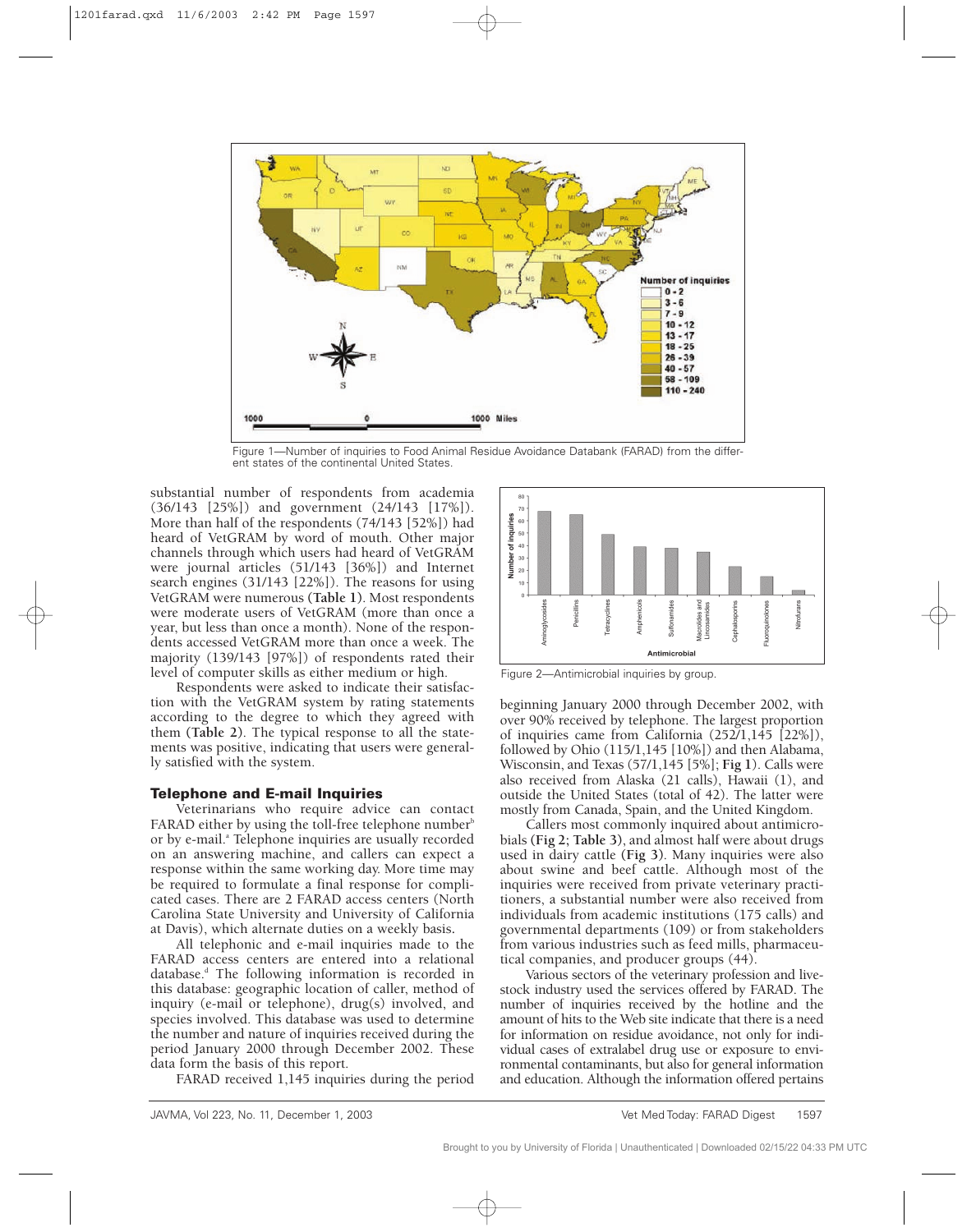Figure 1—Number of inquiries to Food Animal Residue Avoidance Databank (FARAD) from the different states of the continental United States.

substantial number of respondents from academia (36/143 [25%]) and government (24/143 [17%]). More than half of the respondents (74/143 [52%]) had heard of VetGRAM by word of mouth. Other major channels through which users had heard of VetGRAM were journal articles (51/143 [36%]) and Internet search engines (31/143 [22%]). The reasons for using VetGRAM were numerous (**Table 1**). Most respondents were moderate users of VetGRAM (more than once a year, but less than once a month). None of the respondents accessed VetGRAM more than once a week. The majority (139/143 [97%]) of respondents rated their level of computer skills as either medium or high.

Respondents were asked to indicate their satisfaction with the VetGRAM system by rating statements according to the degree to which they agreed with them (**Table 2**). The typical response to all the statements was positive, indicating that users were generally satisfied with the system.

## Telephone and E-mail Inquiries

Veterinarians who require advice can contact FARAD either by using the toll-free telephone number[b] or by e-mail.[a] Telephone inquiries are usually recorded on an answering machine, and callers can expect a response within the same working day. More time may be required to formulate a final response for complicated cases. There are 2 FARAD access centers (North Carolina State University and University of California at Davis), which alternate duties on a weekly basis.

All telephonic and e-mail inquiries made to the FARAD access centers are entered into a relational database.[d] The following information is recorded in this database: geographic location of caller, method of inquiry (e-mail or telephone), drug(s) involved, and species involved. This database was used to determine the number and nature of inquiries received during the period January 2000 through December 2002. These data form the basis of this report.

FARAD received 1,145 inquiries during the period beginning January 2000 through December 2002, with over 90% received by telephone. The largest proportion of inquiries came from California (252/1,145 [22%]), followed by Ohio (115/1,145 [10%]) and then Alabama, Wisconsin, and Texas (57/1,145 [5%]; **Fig 1**). Calls were also received from Alaska (21 calls), Hawaii (1), and outside the United States (total of 42). The latter were mostly from Canada, Spain, and the United Kingdom.

Figure 2—Antimicrobial inquiries by group.

Callers most commonly inquired about antimicrobials (**Fig 2; Table 3**), and almost half were about drugs used in dairy cattle (**Fig 3**). Many inquiries were also about swine and beef cattle. Although most of the inquiries were received from private veterinary practitioners, a substantial number were also received from individuals from academic institutions (175 calls) and governmental departments (109) or from stakeholders from various industries such as feed mills, pharmaceutical companies, and producer groups (44).

Various sectors of the veterinary profession and livestock industry used the services offered by FARAD. The number of inquiries received by the hotline and the amount of hits to the Web site indicate that there is a need for information on residue avoidance, not only for individual cases of extralabel drug use or exposure to environmental contaminants, but also for general information and education. Although the information offered pertains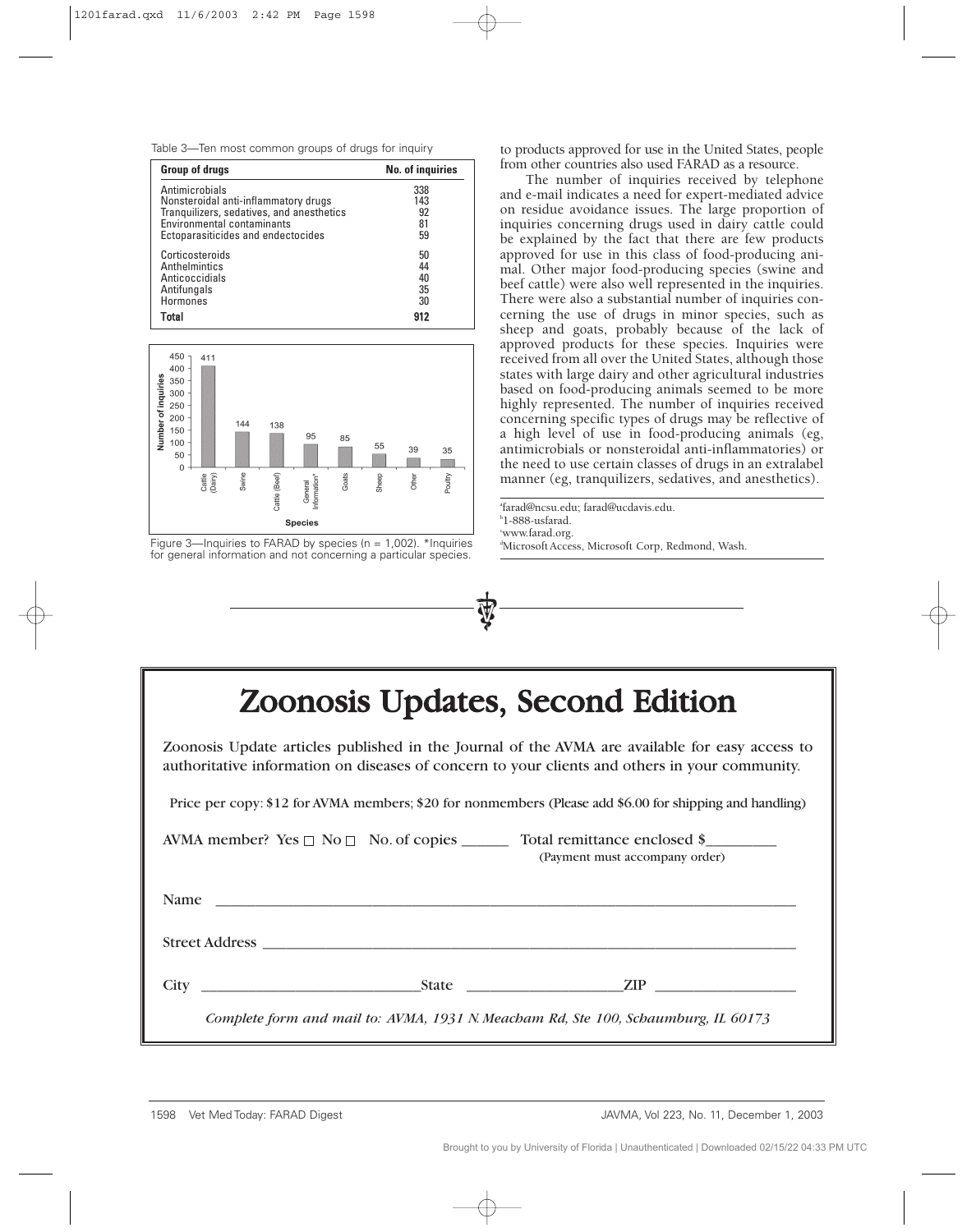Table 3—Ten most common groups of drugs for inquiry

| Group of drugs | No. of inquiries |
|---|---|
| Antimicrobials | 338 |
| Nonsteroidal anti-inflammatory drugs | 143 |
| Tranquilizers, sedatives, and anesthetics | 92 |
| Environmental contaminants | 81 |
| Ectoparasiticides and endectocides | 59 |
| Corticosteroids | 50 |
| Anthelmintics | 44 |
| Anticoccidials | 40 |
| Antifungals | 35 |
| Hormones | 30 |
| **Total** | **912** |

Number of inquiries

450
400
350
300
250
200
150
100
50
0

411
144
138
95
85
55
39
35

Cattle (Dairy)
Swine
Cattle (Beef)
General Information*
Goats
Sheep
Other
Poultry

Species

Figure 3—Inquiries to FARAD by species (n = 1,002). *Inquiries for general information and not concerning a particular species.

to products approved for use in the United States, people from other countries also used FARAD as a resource.

The number of inquiries received by telephone and e-mail indicates a need for expert-mediated advice on residue avoidance issues. The large proportion of inquiries concerning drugs used in dairy cattle could be explained by the fact that there are few products approved for use in this class of food-producing animal. Other major food-producing species (swine and beef cattle) were also well represented in the inquiries. There were also a substantial number of inquiries concerning the use of drugs in minor species, such as sheep and goats, probably because of the lack of approved products for these species. Inquiries were received from all over the United States, although those states with large dairy and other agricultural industries based on food-producing animals seemed to be more highly represented. The number of inquiries received concerning specific types of drugs may be reflective of a high level of use in food-producing animals (eg, antimicrobials or nonsteroidal anti-inflammatories) or the need to use certain classes of drugs in an extralabel manner (eg, tranquilizers, sedatives, and anesthetics).

[a]farad@ncsu.edu; farad@ucdavis.edu.
[b]1-888-usfarad.
[c]www.farad.org.
[d]Microsoft Access, Microsoft Corp, Redmond, Wash.

# Zoonosis Updates, Second Edition

Zoonosis Update articles published in the Journal of the AVMA are available for easy access to authoritative information on diseases of concern to your clients and others in your community.

Price per copy: $12 for AVMA members; $20 for nonmembers (Please add $6.00 for shipping and handling)

AVMA member? Yes ☐ No ☐ No. of copies ______ Total remittance enclosed $_________
(Payment must accompany order)

Name ______________________________________________________________

Street Address _______________________________________________________

City ____________________________ State ____________________ ZIP __________________

*Complete form and mail to: AVMA, 1931 N. Meacham Rd, Ste 100, Schaumburg, IL 60173*